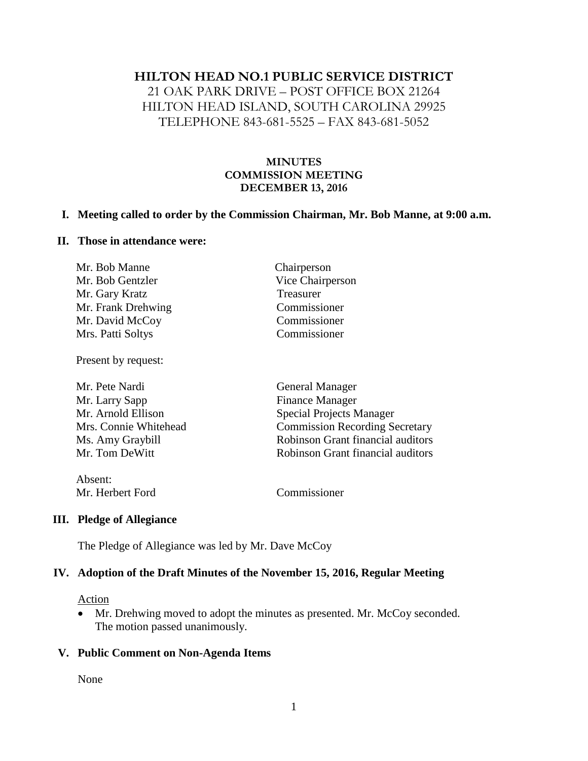# HILTON HEAD NO.1 PUBLIC SERVICE DISTRICT

21 OAK PARK DRIVE – POST OFFICE BOX 21264
HILTON HEAD ISLAND, SOUTH CAROLINA 29925
TELEPHONE 843-681-5525 – FAX 843-681-5052

## MINUTES
## COMMISSION MEETING
## DECEMBER 13, 2016

**I. Meeting called to order by the Commission Chairman, Mr. Bob Manne, at 9:00 a.m.**

**II. Those in attendance were:**

| | |
|---|---|
| Mr. Bob Manne | Chairperson |
| Mr. Bob Gentzler | Vice Chairperson |
| Mr. Gary Kratz | Treasurer |
| Mr. Frank Drehwing | Commissioner |
| Mr. David McCoy | Commissioner |
| Mrs. Patti Soltys | Commissioner |

Present by request:

| | |
|---|---|
| Mr. Pete Nardi | General Manager |
| Mr. Larry Sapp | Finance Manager |
| Mr. Arnold Ellison | Special Projects Manager |
| Mrs. Connie Whitehead | Commission Recording Secretary |
| Ms. Amy Graybill | Robinson Grant financial auditors |
| Mr. Tom DeWitt | Robinson Grant financial auditors |

Absent:

| | |
|---|---|
| Mr. Herbert Ford | Commissioner |

**III. Pledge of Allegiance**

The Pledge of Allegiance was led by Mr. Dave McCoy

**IV. Adoption of the Draft Minutes of the November 15, 2016, Regular Meeting**

Action

- Mr. Drehwing moved to adopt the minutes as presented. Mr. McCoy seconded. The motion passed unanimously.

**V. Public Comment on Non-Agenda Items**

None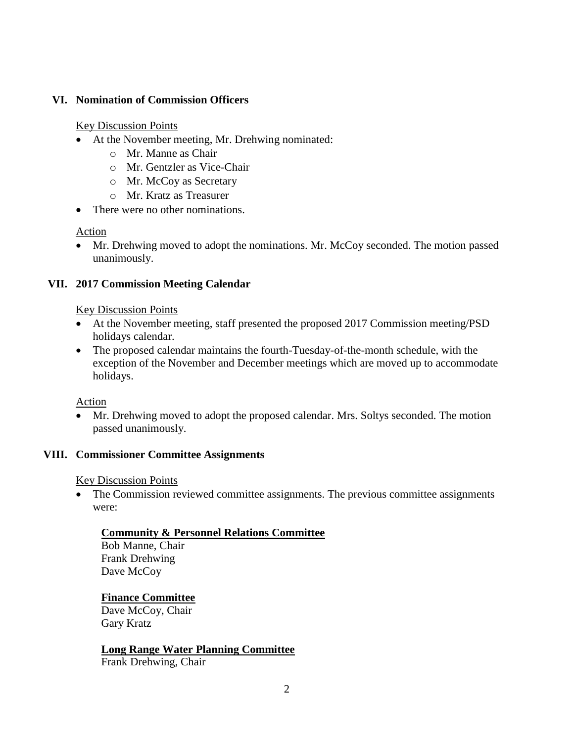## VI. Nomination of Commission Officers

Key Discussion Points

- At the November meeting, Mr. Drehwing nominated:
  - Mr. Manne as Chair
  - Mr. Gentzler as Vice-Chair
  - Mr. McCoy as Secretary
  - Mr. Kratz as Treasurer
- There were no other nominations.

Action

- Mr. Drehwing moved to adopt the nominations. Mr. McCoy seconded. The motion passed unanimously.

## VII. 2017 Commission Meeting Calendar

Key Discussion Points

- At the November meeting, staff presented the proposed 2017 Commission meeting/PSD holidays calendar.
- The proposed calendar maintains the fourth-Tuesday-of-the-month schedule, with the exception of the November and December meetings which are moved up to accommodate holidays.

Action

- Mr. Drehwing moved to adopt the proposed calendar. Mrs. Soltys seconded. The motion passed unanimously.

## VIII. Commissioner Committee Assignments

Key Discussion Points

- The Commission reviewed committee assignments. The previous committee assignments were:

**Community & Personnel Relations Committee**
Bob Manne, Chair
Frank Drehwing
Dave McCoy

**Finance Committee**
Dave McCoy, Chair
Gary Kratz

**Long Range Water Planning Committee**
Frank Drehwing, Chair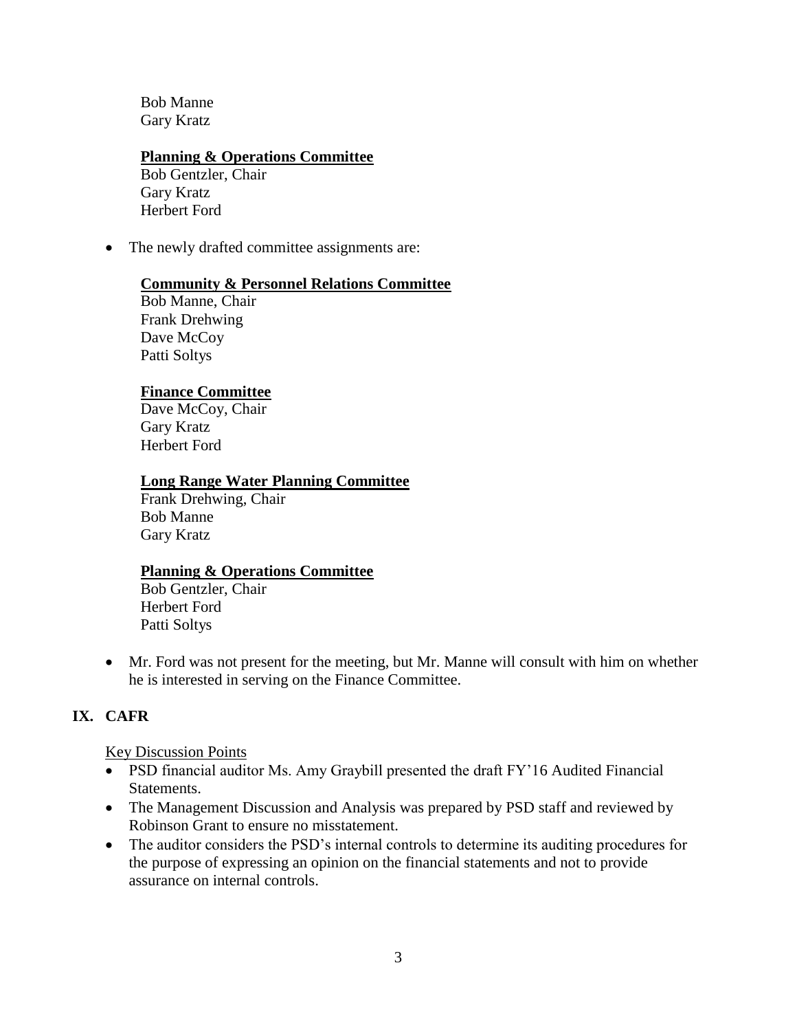Bob Manne
Gary Kratz

**Planning & Operations Committee**
Bob Gentzler, Chair
Gary Kratz
Herbert Ford

- The newly drafted committee assignments are:

  **Community & Personnel Relations Committee**
  Bob Manne, Chair
  Frank Drehwing
  Dave McCoy
  Patti Soltys

  **Finance Committee**
  Dave McCoy, Chair
  Gary Kratz
  Herbert Ford

  **Long Range Water Planning Committee**
  Frank Drehwing, Chair
  Bob Manne
  Gary Kratz

  **Planning & Operations Committee**
  Bob Gentzler, Chair
  Herbert Ford
  Patti Soltys

- Mr. Ford was not present for the meeting, but Mr. Manne will consult with him on whether he is interested in serving on the Finance Committee.

## IX. CAFR

Key Discussion Points

- PSD financial auditor Ms. Amy Graybill presented the draft FY'16 Audited Financial Statements.
- The Management Discussion and Analysis was prepared by PSD staff and reviewed by Robinson Grant to ensure no misstatement.
- The auditor considers the PSD's internal controls to determine its auditing procedures for the purpose of expressing an opinion on the financial statements and not to provide assurance on internal controls.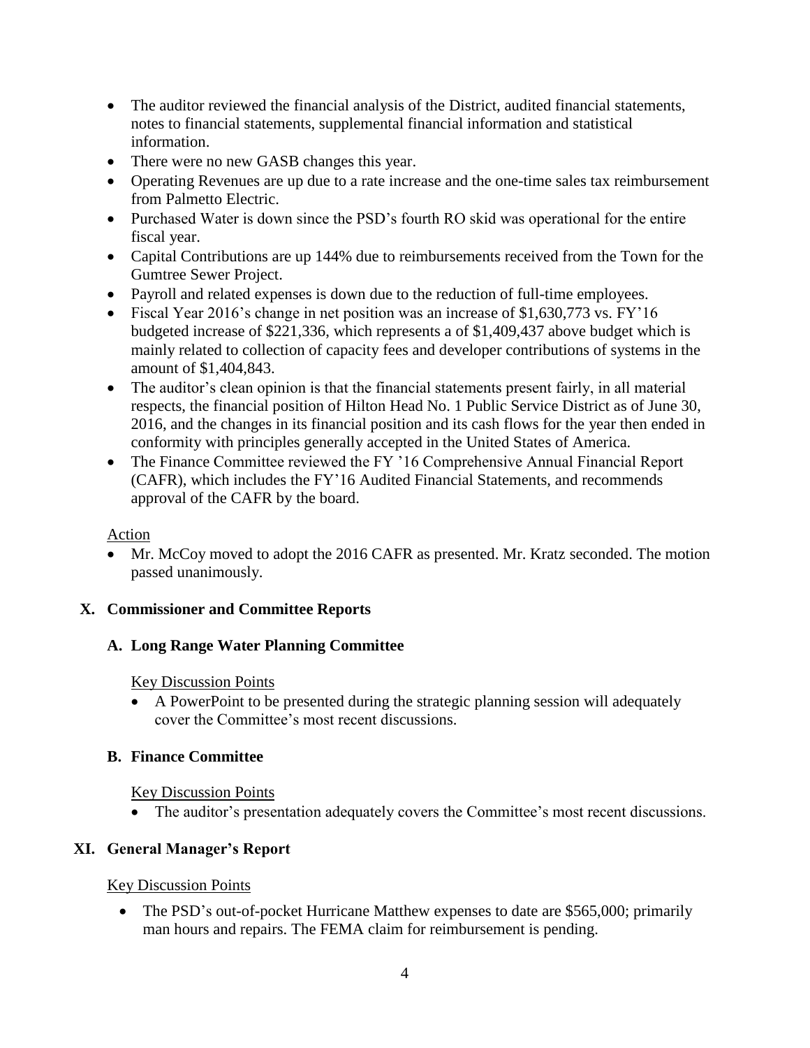- The auditor reviewed the financial analysis of the District, audited financial statements, notes to financial statements, supplemental financial information and statistical information.
- There were no new GASB changes this year.
- Operating Revenues are up due to a rate increase and the one-time sales tax reimbursement from Palmetto Electric.
- Purchased Water is down since the PSD's fourth RO skid was operational for the entire fiscal year.
- Capital Contributions are up 144% due to reimbursements received from the Town for the Gumtree Sewer Project.
- Payroll and related expenses is down due to the reduction of full-time employees.
- Fiscal Year 2016's change in net position was an increase of $1,630,773 vs. FY'16 budgeted increase of $221,336, which represents a of $1,409,437 above budget which is mainly related to collection of capacity fees and developer contributions of systems in the amount of $1,404,843.
- The auditor's clean opinion is that the financial statements present fairly, in all material respects, the financial position of Hilton Head No. 1 Public Service District as of June 30, 2016, and the changes in its financial position and its cash flows for the year then ended in conformity with principles generally accepted in the United States of America.
- The Finance Committee reviewed the FY '16 Comprehensive Annual Financial Report (CAFR), which includes the FY'16 Audited Financial Statements, and recommends approval of the CAFR by the board.

Action

- Mr. McCoy moved to adopt the 2016 CAFR as presented. Mr. Kratz seconded. The motion passed unanimously.

## X. Commissioner and Committee Reports

### A. Long Range Water Planning Committee

Key Discussion Points

- A PowerPoint to be presented during the strategic planning session will adequately cover the Committee's most recent discussions.

### B. Finance Committee

Key Discussion Points

- The auditor's presentation adequately covers the Committee's most recent discussions.

## XI. General Manager's Report

Key Discussion Points

- The PSD's out-of-pocket Hurricane Matthew expenses to date are $565,000; primarily man hours and repairs. The FEMA claim for reimbursement is pending.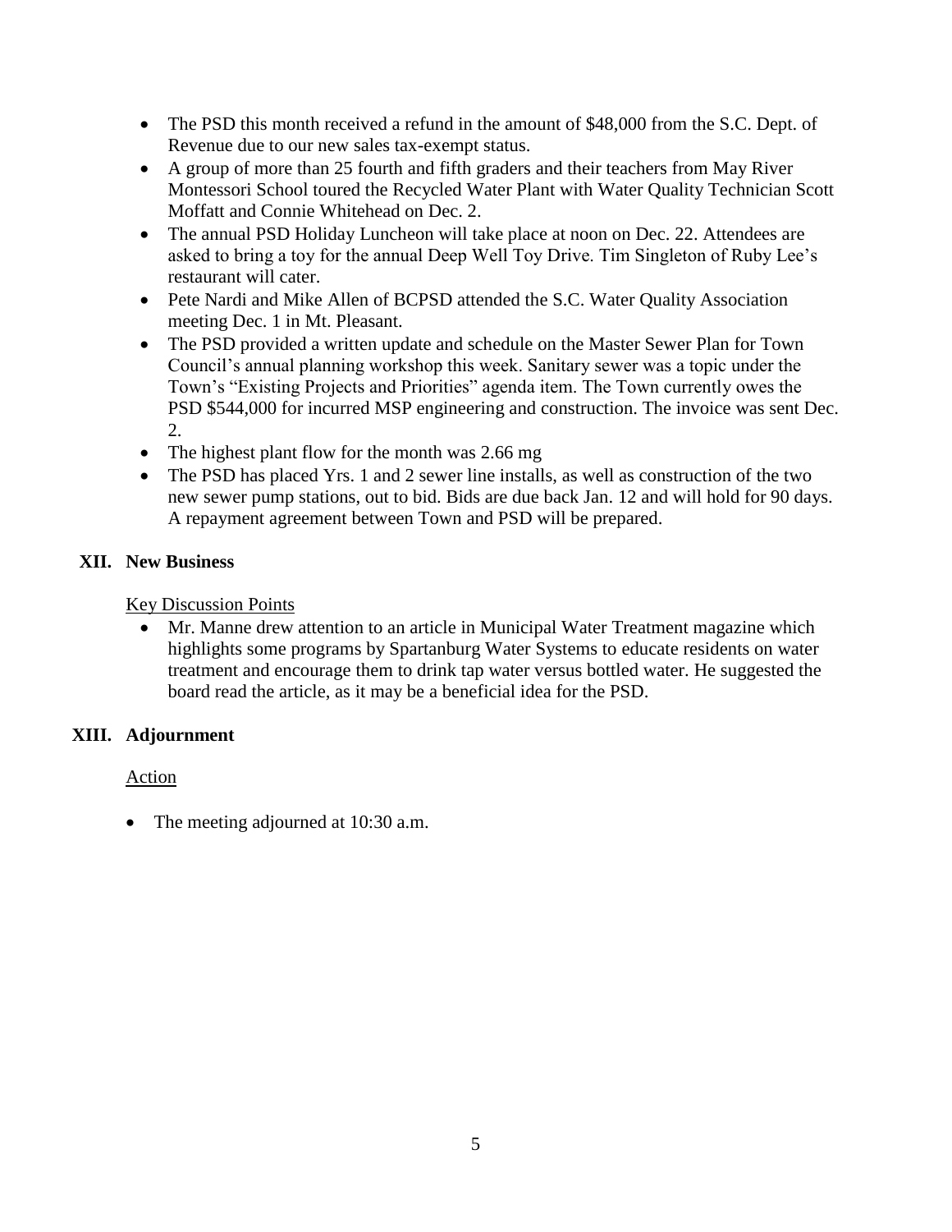- The PSD this month received a refund in the amount of $48,000 from the S.C. Dept. of Revenue due to our new sales tax-exempt status.
- A group of more than 25 fourth and fifth graders and their teachers from May River Montessori School toured the Recycled Water Plant with Water Quality Technician Scott Moffatt and Connie Whitehead on Dec. 2.
- The annual PSD Holiday Luncheon will take place at noon on Dec. 22. Attendees are asked to bring a toy for the annual Deep Well Toy Drive. Tim Singleton of Ruby Lee's restaurant will cater.
- Pete Nardi and Mike Allen of BCPSD attended the S.C. Water Quality Association meeting Dec. 1 in Mt. Pleasant.
- The PSD provided a written update and schedule on the Master Sewer Plan for Town Council's annual planning workshop this week. Sanitary sewer was a topic under the Town's "Existing Projects and Priorities" agenda item. The Town currently owes the PSD $544,000 for incurred MSP engineering and construction. The invoice was sent Dec. 2.
- The highest plant flow for the month was 2.66 mg
- The PSD has placed Yrs. 1 and 2 sewer line installs, as well as construction of the two new sewer pump stations, out to bid. Bids are due back Jan. 12 and will hold for 90 days. A repayment agreement between Town and PSD will be prepared.

## XII. New Business

Key Discussion Points

- Mr. Manne drew attention to an article in Municipal Water Treatment magazine which highlights some programs by Spartanburg Water Systems to educate residents on water treatment and encourage them to drink tap water versus bottled water. He suggested the board read the article, as it may be a beneficial idea for the PSD.

## XIII. Adjournment

Action

- The meeting adjourned at 10:30 a.m.